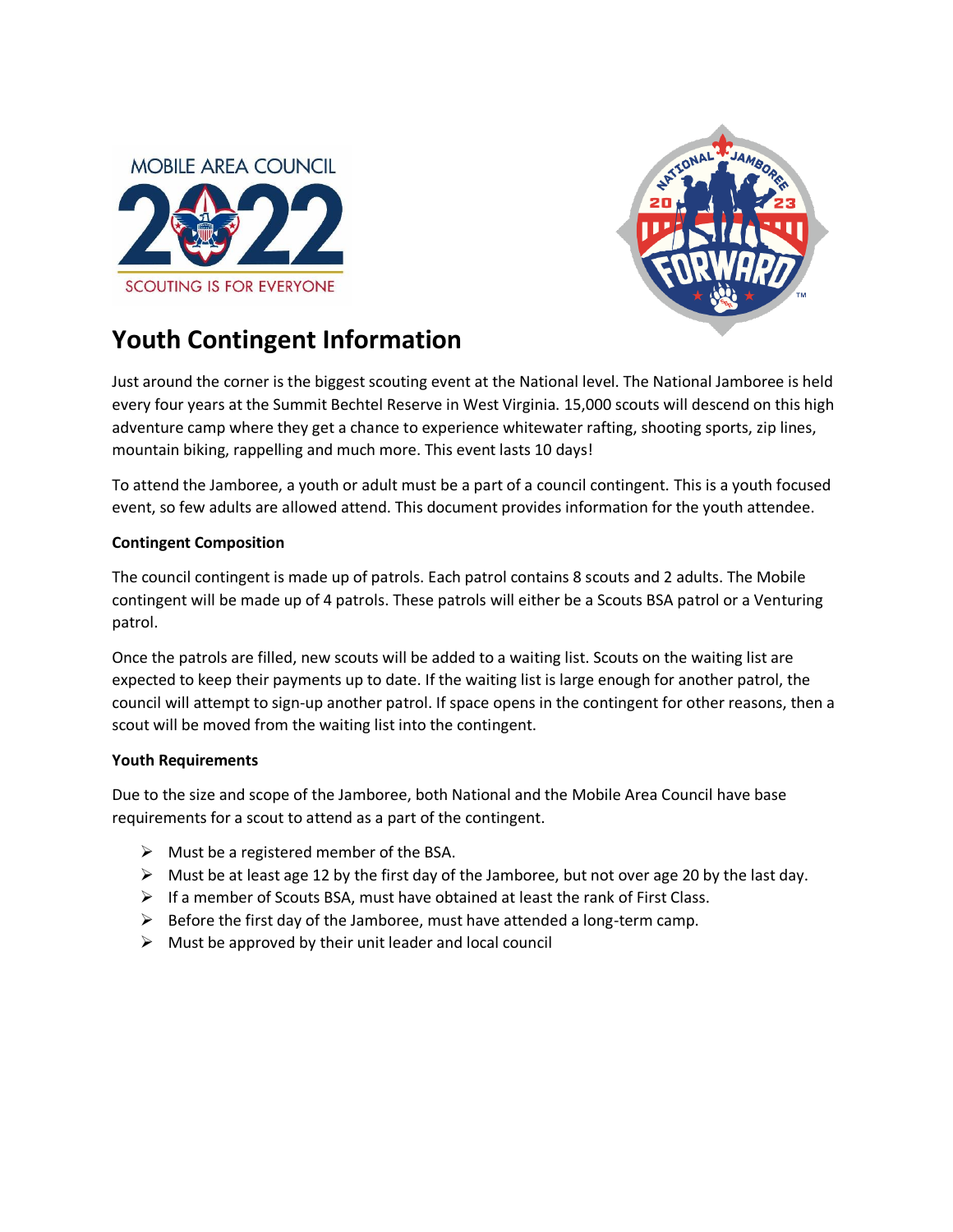# Youth Contingent Information

Just around the corner is the biggest scouting event at the National level. The National Jamboree is held every four years at the Summit Bechtel Reserve in West Virginia. 15,000 scouts will descend on this high adventure camp where they get a chance to experience whitewater rafting, shooting sports, zip lines, mountain biking, rappelling and much more. This event lasts 10 days!

To attend the Jamboree, a youth or adult must be a part of a council contingent. This is a youth focused event, so few adults are allowed attend. This document provides information for the youth attendee.

**Contingent Composition**

The council contingent is made up of patrols. Each patrol contains 8 scouts and 2 adults. The Mobile contingent will be made up of 4 patrols. These patrols will either be a Scouts BSA patrol or a Venturing patrol.

Once the patrols are filled, new scouts will be added to a waiting list. Scouts on the waiting list are expected to keep their payments up to date. If the waiting list is large enough for another patrol, the council will attempt to sign-up another patrol. If space opens in the contingent for other reasons, then a scout will be moved from the waiting list into the contingent.

**Youth Requirements**

Due to the size and scope of the Jamboree, both National and the Mobile Area Council have base requirements for a scout to attend as a part of the contingent.

- Must be a registered member of the BSA.
- Must be at least age 12 by the first day of the Jamboree, but not over age 20 by the last day.
- If a member of Scouts BSA, must have obtained at least the rank of First Class.
- Before the first day of the Jamboree, must have attended a long-term camp.
- Must be approved by their unit leader and local council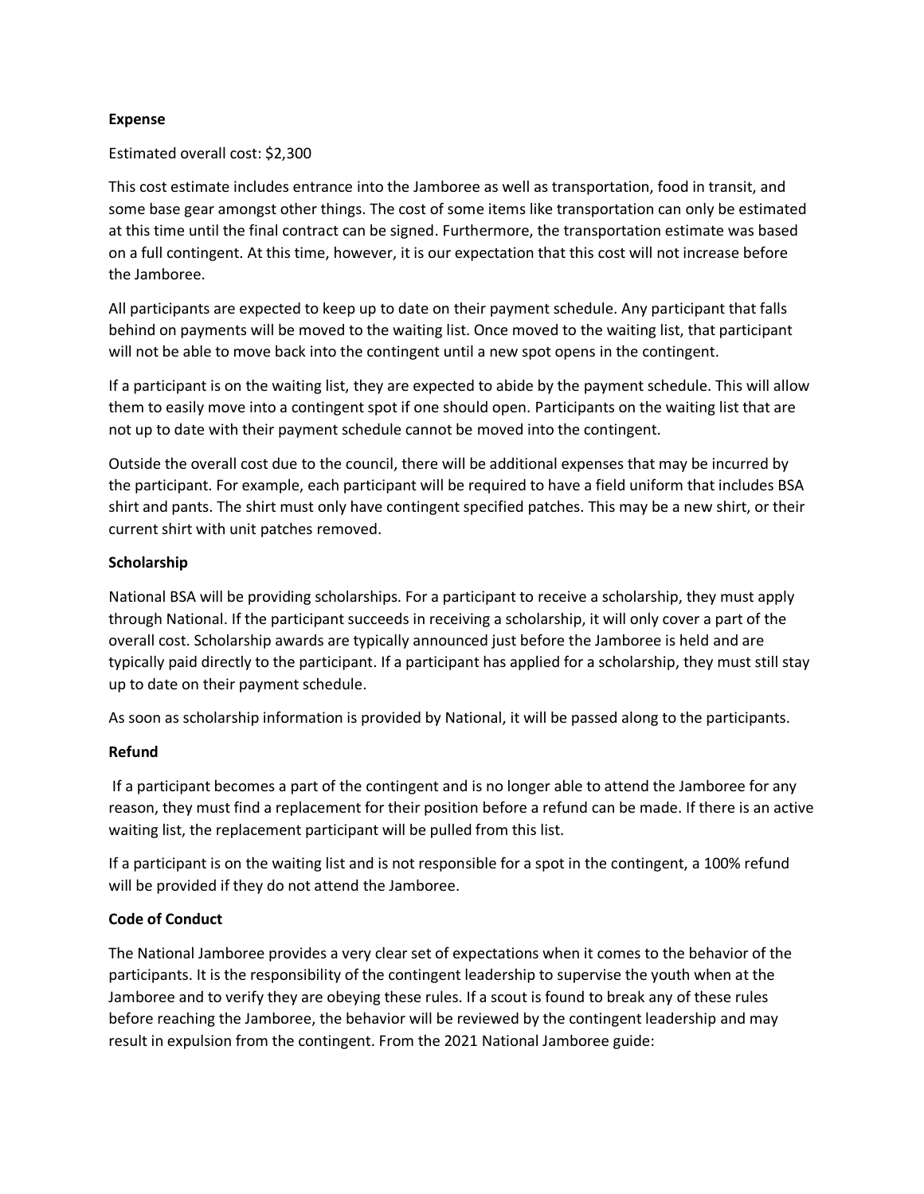**Expense**

Estimated overall cost: $2,300

This cost estimate includes entrance into the Jamboree as well as transportation, food in transit, and some base gear amongst other things. The cost of some items like transportation can only be estimated at this time until the final contract can be signed. Furthermore, the transportation estimate was based on a full contingent. At this time, however, it is our expectation that this cost will not increase before the Jamboree.

All participants are expected to keep up to date on their payment schedule. Any participant that falls behind on payments will be moved to the waiting list. Once moved to the waiting list, that participant will not be able to move back into the contingent until a new spot opens in the contingent.

If a participant is on the waiting list, they are expected to abide by the payment schedule. This will allow them to easily move into a contingent spot if one should open. Participants on the waiting list that are not up to date with their payment schedule cannot be moved into the contingent.

Outside the overall cost due to the council, there will be additional expenses that may be incurred by the participant. For example, each participant will be required to have a field uniform that includes BSA shirt and pants. The shirt must only have contingent specified patches. This may be a new shirt, or their current shirt with unit patches removed.

**Scholarship**

National BSA will be providing scholarships. For a participant to receive a scholarship, they must apply through National. If the participant succeeds in receiving a scholarship, it will only cover a part of the overall cost. Scholarship awards are typically announced just before the Jamboree is held and are typically paid directly to the participant. If a participant has applied for a scholarship, they must still stay up to date on their payment schedule.

As soon as scholarship information is provided by National, it will be passed along to the participants.

**Refund**

If a participant becomes a part of the contingent and is no longer able to attend the Jamboree for any reason, they must find a replacement for their position before a refund can be made. If there is an active waiting list, the replacement participant will be pulled from this list.

If a participant is on the waiting list and is not responsible for a spot in the contingent, a 100% refund will be provided if they do not attend the Jamboree.

**Code of Conduct**

The National Jamboree provides a very clear set of expectations when it comes to the behavior of the participants. It is the responsibility of the contingent leadership to supervise the youth when at the Jamboree and to verify they are obeying these rules. If a scout is found to break any of these rules before reaching the Jamboree, the behavior will be reviewed by the contingent leadership and may result in expulsion from the contingent. From the 2021 National Jamboree guide: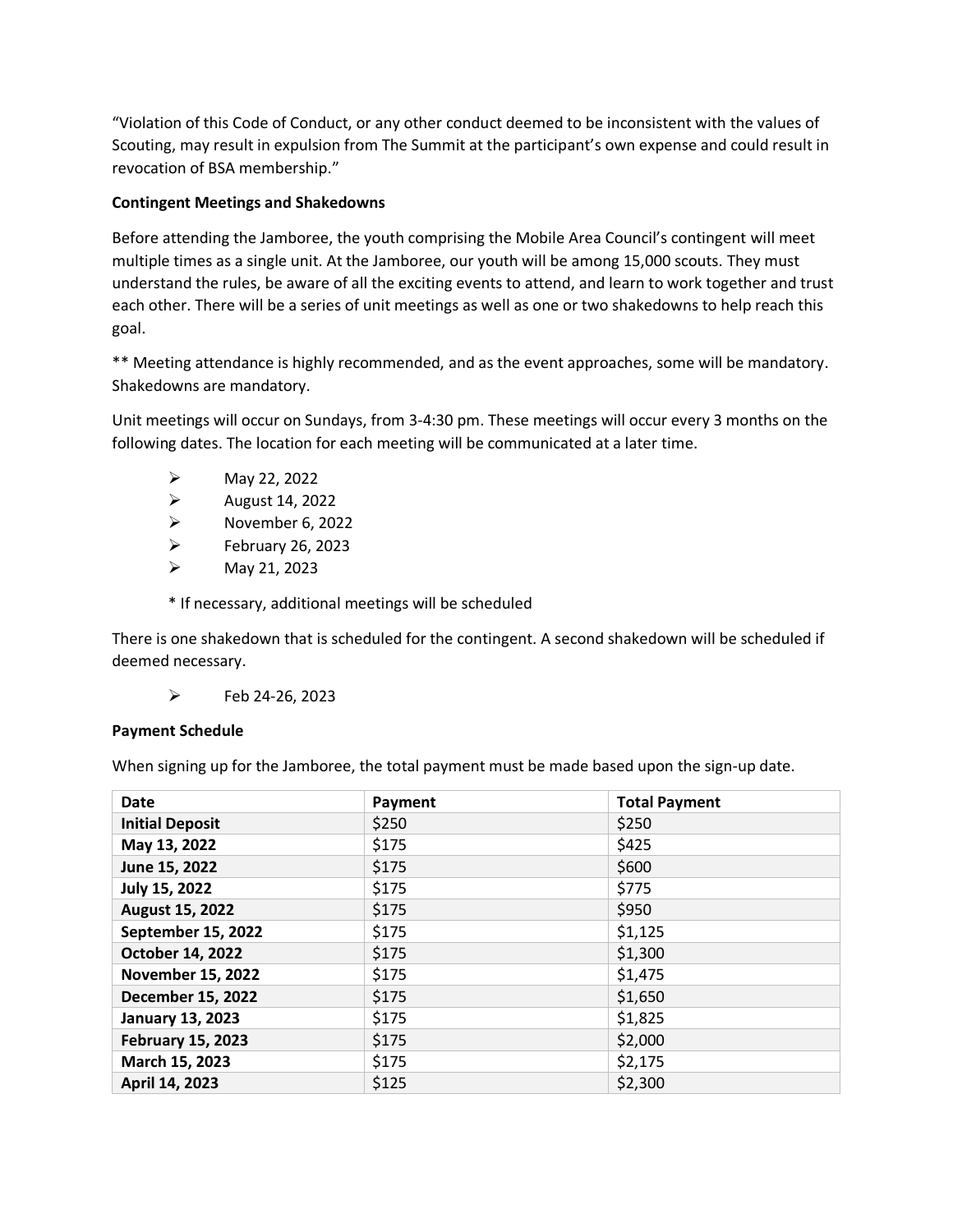"Violation of this Code of Conduct, or any other conduct deemed to be inconsistent with the values of Scouting, may result in expulsion from The Summit at the participant's own expense and could result in revocation of BSA membership."

**Contingent Meetings and Shakedowns**

Before attending the Jamboree, the youth comprising the Mobile Area Council's contingent will meet multiple times as a single unit. At the Jamboree, our youth will be among 15,000 scouts. They must understand the rules, be aware of all the exciting events to attend, and learn to work together and trust each other. There will be a series of unit meetings as well as one or two shakedowns to help reach this goal.

** Meeting attendance is highly recommended, and as the event approaches, some will be mandatory. Shakedowns are mandatory.

Unit meetings will occur on Sundays, from 3-4:30 pm. These meetings will occur every 3 months on the following dates. The location for each meeting will be communicated at a later time.

- May 22, 2022
- August 14, 2022
- November 6, 2022
- February 26, 2023
- May 21, 2023

* If necessary, additional meetings will be scheduled

There is one shakedown that is scheduled for the contingent. A second shakedown will be scheduled if deemed necessary.

- Feb 24-26, 2023

**Payment Schedule**

When signing up for the Jamboree, the total payment must be made based upon the sign-up date.

| Date | Payment | Total Payment |
|---|---|---|
| **Initial Deposit** | $250 | $250 |
| **May 13, 2022** | $175 | $425 |
| **June 15, 2022** | $175 | $600 |
| **July 15, 2022** | $175 | $775 |
| **August 15, 2022** | $175 | $950 |
| **September 15, 2022** | $175 | $1,125 |
| **October 14, 2022** | $175 | $1,300 |
| **November 15, 2022** | $175 | $1,475 |
| **December 15, 2022** | $175 | $1,650 |
| **January 13, 2023** | $175 | $1,825 |
| **February 15, 2023** | $175 | $2,000 |
| **March 15, 2023** | $175 | $2,175 |
| **April 14, 2023** | $125 | $2,300 |